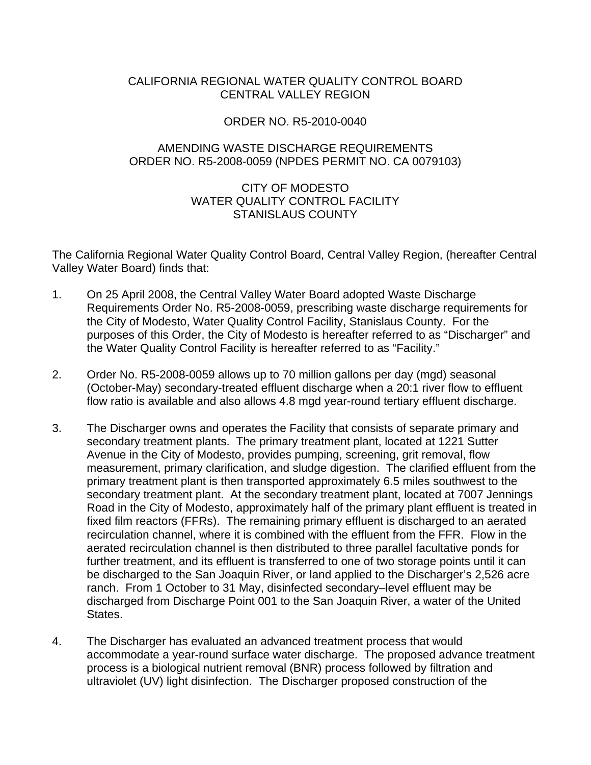CALIFORNIA REGIONAL WATER QUALITY CONTROL BOARD
CENTRAL VALLEY REGION

ORDER NO. R5-2010-0040

AMENDING WASTE DISCHARGE REQUIREMENTS
ORDER NO. R5-2008-0059 (NPDES PERMIT NO. CA 0079103)

CITY OF MODESTO
WATER QUALITY CONTROL FACILITY
STANISLAUS COUNTY

The California Regional Water Quality Control Board, Central Valley Region, (hereafter Central Valley Water Board) finds that:

1. On 25 April 2008, the Central Valley Water Board adopted Waste Discharge Requirements Order No. R5-2008-0059, prescribing waste discharge requirements for the City of Modesto, Water Quality Control Facility, Stanislaus County. For the purposes of this Order, the City of Modesto is hereafter referred to as "Discharger" and the Water Quality Control Facility is hereafter referred to as "Facility."

2. Order No. R5-2008-0059 allows up to 70 million gallons per day (mgd) seasonal (October-May) secondary-treated effluent discharge when a 20:1 river flow to effluent flow ratio is available and also allows 4.8 mgd year-round tertiary effluent discharge.

3. The Discharger owns and operates the Facility that consists of separate primary and secondary treatment plants. The primary treatment plant, located at 1221 Sutter Avenue in the City of Modesto, provides pumping, screening, grit removal, flow measurement, primary clarification, and sludge digestion. The clarified effluent from the primary treatment plant is then transported approximately 6.5 miles southwest to the secondary treatment plant. At the secondary treatment plant, located at 7007 Jennings Road in the City of Modesto, approximately half of the primary plant effluent is treated in fixed film reactors (FFRs). The remaining primary effluent is discharged to an aerated recirculation channel, where it is combined with the effluent from the FFR. Flow in the aerated recirculation channel is then distributed to three parallel facultative ponds for further treatment, and its effluent is transferred to one of two storage points until it can be discharged to the San Joaquin River, or land applied to the Discharger's 2,526 acre ranch. From 1 October to 31 May, disinfected secondary–level effluent may be discharged from Discharge Point 001 to the San Joaquin River, a water of the United States.

4. The Discharger has evaluated an advanced treatment process that would accommodate a year-round surface water discharge. The proposed advance treatment process is a biological nutrient removal (BNR) process followed by filtration and ultraviolet (UV) light disinfection. The Discharger proposed construction of the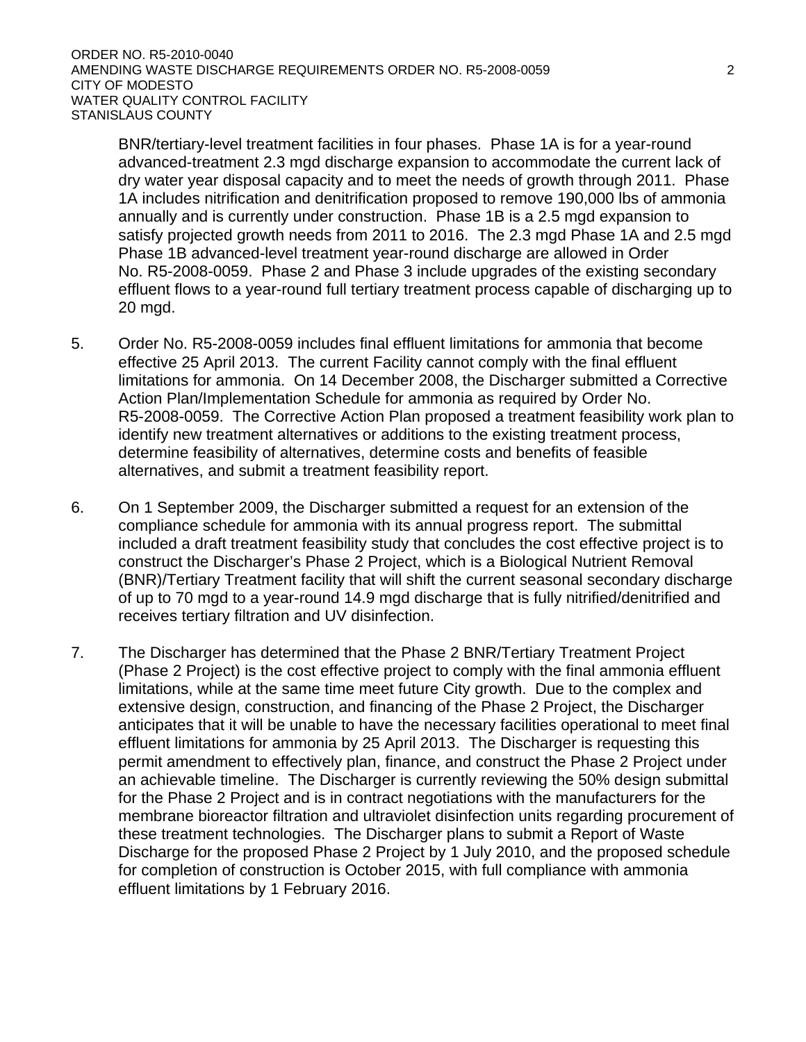BNR/tertiary-level treatment facilities in four phases. Phase 1A is for a year-round advanced-treatment 2.3 mgd discharge expansion to accommodate the current lack of dry water year disposal capacity and to meet the needs of growth through 2011. Phase 1A includes nitrification and denitrification proposed to remove 190,000 lbs of ammonia annually and is currently under construction. Phase 1B is a 2.5 mgd expansion to satisfy projected growth needs from 2011 to 2016. The 2.3 mgd Phase 1A and 2.5 mgd Phase 1B advanced-level treatment year-round discharge are allowed in Order No. R5-2008-0059. Phase 2 and Phase 3 include upgrades of the existing secondary effluent flows to a year-round full tertiary treatment process capable of discharging up to 20 mgd.

5. Order No. R5-2008-0059 includes final effluent limitations for ammonia that become effective 25 April 2013. The current Facility cannot comply with the final effluent limitations for ammonia. On 14 December 2008, the Discharger submitted a Corrective Action Plan/Implementation Schedule for ammonia as required by Order No. R5-2008-0059. The Corrective Action Plan proposed a treatment feasibility work plan to identify new treatment alternatives or additions to the existing treatment process, determine feasibility of alternatives, determine costs and benefits of feasible alternatives, and submit a treatment feasibility report.

6. On 1 September 2009, the Discharger submitted a request for an extension of the compliance schedule for ammonia with its annual progress report. The submittal included a draft treatment feasibility study that concludes the cost effective project is to construct the Discharger's Phase 2 Project, which is a Biological Nutrient Removal (BNR)/Tertiary Treatment facility that will shift the current seasonal secondary discharge of up to 70 mgd to a year-round 14.9 mgd discharge that is fully nitrified/denitrified and receives tertiary filtration and UV disinfection.

7. The Discharger has determined that the Phase 2 BNR/Tertiary Treatment Project (Phase 2 Project) is the cost effective project to comply with the final ammonia effluent limitations, while at the same time meet future City growth. Due to the complex and extensive design, construction, and financing of the Phase 2 Project, the Discharger anticipates that it will be unable to have the necessary facilities operational to meet final effluent limitations for ammonia by 25 April 2013. The Discharger is requesting this permit amendment to effectively plan, finance, and construct the Phase 2 Project under an achievable timeline. The Discharger is currently reviewing the 50% design submittal for the Phase 2 Project and is in contract negotiations with the manufacturers for the membrane bioreactor filtration and ultraviolet disinfection units regarding procurement of these treatment technologies. The Discharger plans to submit a Report of Waste Discharge for the proposed Phase 2 Project by 1 July 2010, and the proposed schedule for completion of construction is October 2015, with full compliance with ammonia effluent limitations by 1 February 2016.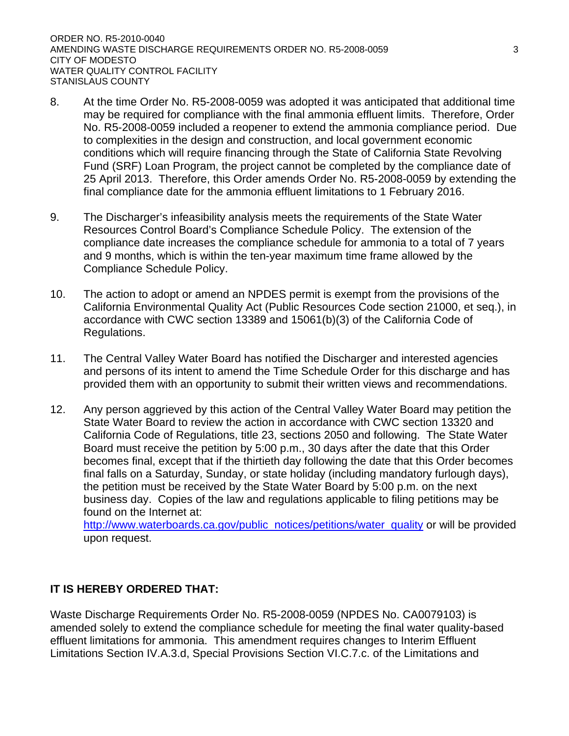8. At the time Order No. R5-2008-0059 was adopted it was anticipated that additional time may be required for compliance with the final ammonia effluent limits. Therefore, Order No. R5-2008-0059 included a reopener to extend the ammonia compliance period. Due to complexities in the design and construction, and local government economic conditions which will require financing through the State of California State Revolving Fund (SRF) Loan Program, the project cannot be completed by the compliance date of 25 April 2013. Therefore, this Order amends Order No. R5-2008-0059 by extending the final compliance date for the ammonia effluent limitations to 1 February 2016.

9. The Discharger's infeasibility analysis meets the requirements of the State Water Resources Control Board's Compliance Schedule Policy. The extension of the compliance date increases the compliance schedule for ammonia to a total of 7 years and 9 months, which is within the ten-year maximum time frame allowed by the Compliance Schedule Policy.

10. The action to adopt or amend an NPDES permit is exempt from the provisions of the California Environmental Quality Act (Public Resources Code section 21000, et seq.), in accordance with CWC section 13389 and 15061(b)(3) of the California Code of Regulations.

11. The Central Valley Water Board has notified the Discharger and interested agencies and persons of its intent to amend the Time Schedule Order for this discharge and has provided them with an opportunity to submit their written views and recommendations.

12. Any person aggrieved by this action of the Central Valley Water Board may petition the State Water Board to review the action in accordance with CWC section 13320 and California Code of Regulations, title 23, sections 2050 and following. The State Water Board must receive the petition by 5:00 p.m., 30 days after the date that this Order becomes final, except that if the thirtieth day following the date that this Order becomes final falls on a Saturday, Sunday, or state holiday (including mandatory furlough days), the petition must be received by the State Water Board by 5:00 p.m. on the next business day. Copies of the law and regulations applicable to filing petitions may be found on the Internet at: [http://www.waterboards.ca.gov/public_notices/petitions/water_quality](http://www.waterboards.ca.gov/public_notices/petitions/water_quality) or will be provided upon request.

**IT IS HEREBY ORDERED THAT:**

Waste Discharge Requirements Order No. R5-2008-0059 (NPDES No. CA0079103) is amended solely to extend the compliance schedule for meeting the final water quality-based effluent limitations for ammonia. This amendment requires changes to Interim Effluent Limitations Section IV.A.3.d, Special Provisions Section VI.C.7.c. of the Limitations and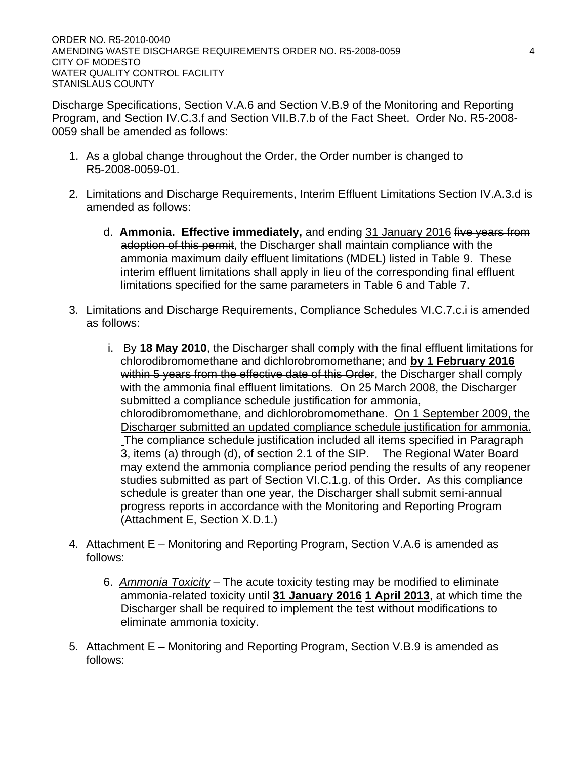Discharge Specifications, Section V.A.6 and Section V.B.9 of the Monitoring and Reporting Program, and Section IV.C.3.f and Section VII.B.7.b of the Fact Sheet. Order No. R5-2008-0059 shall be amended as follows:

1. As a global change throughout the Order, the Order number is changed to R5-2008-0059-01.

2. Limitations and Discharge Requirements, Interim Effluent Limitations Section IV.A.3.d is amended as follows:

   d. **Ammonia. Effective immediately,** and ending <u>31 January 2016</u> ~~five years from adoption of this permit~~, the Discharger shall maintain compliance with the ammonia maximum daily effluent limitations (MDEL) listed in Table 9. These interim effluent limitations shall apply in lieu of the corresponding final effluent limitations specified for the same parameters in Table 6 and Table 7.

3. Limitations and Discharge Requirements, Compliance Schedules VI.C.7.c.i is amended as follows:

   i. By **18 May 2010**, the Discharger shall comply with the final effluent limitations for chlorodibromomethane and dichlorobromomethane; and <u>**by 1 February 2016**</u> ~~within 5 years from the effective date of this Order~~, the Discharger shall comply with the ammonia final effluent limitations. On 25 March 2008, the Discharger submitted a compliance schedule justification for ammonia, chlorodibromomethane, and dichlorobromomethane. <u>On 1 September 2009, the Discharger submitted an updated compliance schedule justification for ammonia.</u> The compliance schedule justification included all items specified in Paragraph 3, items (a) through (d), of section 2.1 of the SIP. The Regional Water Board may extend the ammonia compliance period pending the results of any reopener studies submitted as part of Section VI.C.1.g. of this Order. As this compliance schedule is greater than one year, the Discharger shall submit semi-annual progress reports in accordance with the Monitoring and Reporting Program (Attachment E, Section X.D.1.)

4. Attachment E – Monitoring and Reporting Program, Section V.A.6 is amended as follows:

   6. *Ammonia Toxicity* – The acute toxicity testing may be modified to eliminate ammonia-related toxicity until <u>**31 January 2016**</u> ~~**1 April 2013**~~, at which time the Discharger shall be required to implement the test without modifications to eliminate ammonia toxicity.

5. Attachment E – Monitoring and Reporting Program, Section V.B.9 is amended as follows: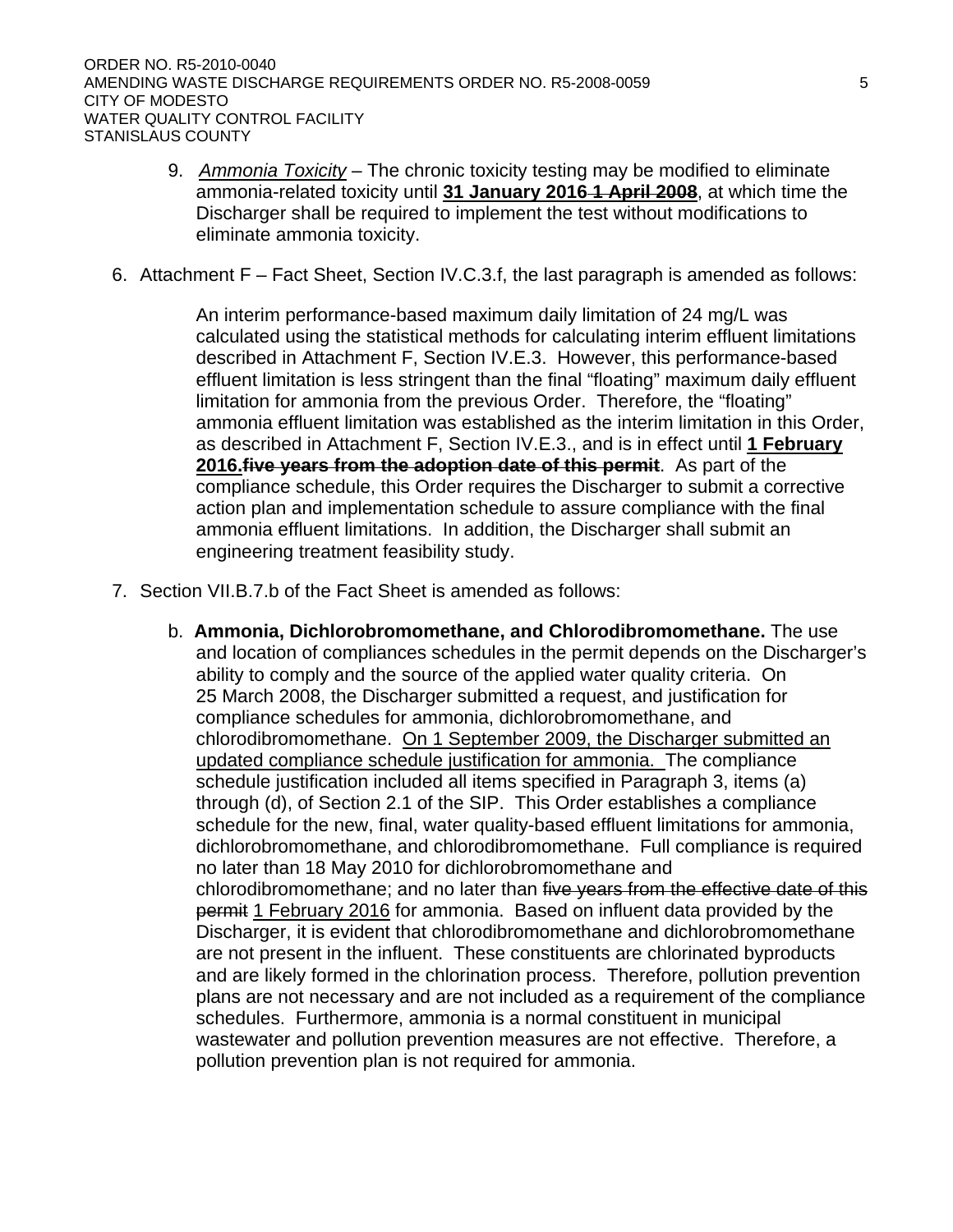9. *Ammonia Toxicity* – The chronic toxicity testing may be modified to eliminate ammonia-related toxicity until **31 January 2016** ~~**1 April 2008**~~, at which time the Discharger shall be required to implement the test without modifications to eliminate ammonia toxicity.

6. Attachment F – Fact Sheet, Section IV.C.3.f, the last paragraph is amended as follows:

   An interim performance-based maximum daily limitation of 24 mg/L was calculated using the statistical methods for calculating interim effluent limitations described in Attachment F, Section IV.E.3. However, this performance-based effluent limitation is less stringent than the final "floating" maximum daily effluent limitation for ammonia from the previous Order. Therefore, the "floating" ammonia effluent limitation was established as the interim limitation in this Order, as described in Attachment F, Section IV.E.3., and is in effect until **1 February 2016.** ~~**five years from the adoption date of this permit**~~. As part of the compliance schedule, this Order requires the Discharger to submit a corrective action plan and implementation schedule to assure compliance with the final ammonia effluent limitations. In addition, the Discharger shall submit an engineering treatment feasibility study.

7. Section VII.B.7.b of the Fact Sheet is amended as follows:

   b. **Ammonia, Dichlorobromomethane, and Chlorodibromomethane.** The use and location of compliances schedules in the permit depends on the Discharger's ability to comply and the source of the applied water quality criteria. On 25 March 2008, the Discharger submitted a request, and justification for compliance schedules for ammonia, dichlorobromomethane, and chlorodibromomethane. On 1 September 2009, the Discharger submitted an updated compliance schedule justification for ammonia. The compliance schedule justification included all items specified in Paragraph 3, items (a) through (d), of Section 2.1 of the SIP. This Order establishes a compliance schedule for the new, final, water quality-based effluent limitations for ammonia, dichlorobromomethane, and chlorodibromomethane. Full compliance is required no later than 18 May 2010 for dichlorobromomethane and chlorodibromomethane; and no later than ~~five years from the effective date of this permit~~ 1 February 2016 for ammonia. Based on influent data provided by the Discharger, it is evident that chlorodibromomethane and dichlorobromomethane are not present in the influent. These constituents are chlorinated byproducts and are likely formed in the chlorination process. Therefore, pollution prevention plans are not necessary and are not included as a requirement of the compliance schedules. Furthermore, ammonia is a normal constituent in municipal wastewater and pollution prevention measures are not effective. Therefore, a pollution prevention plan is not required for ammonia.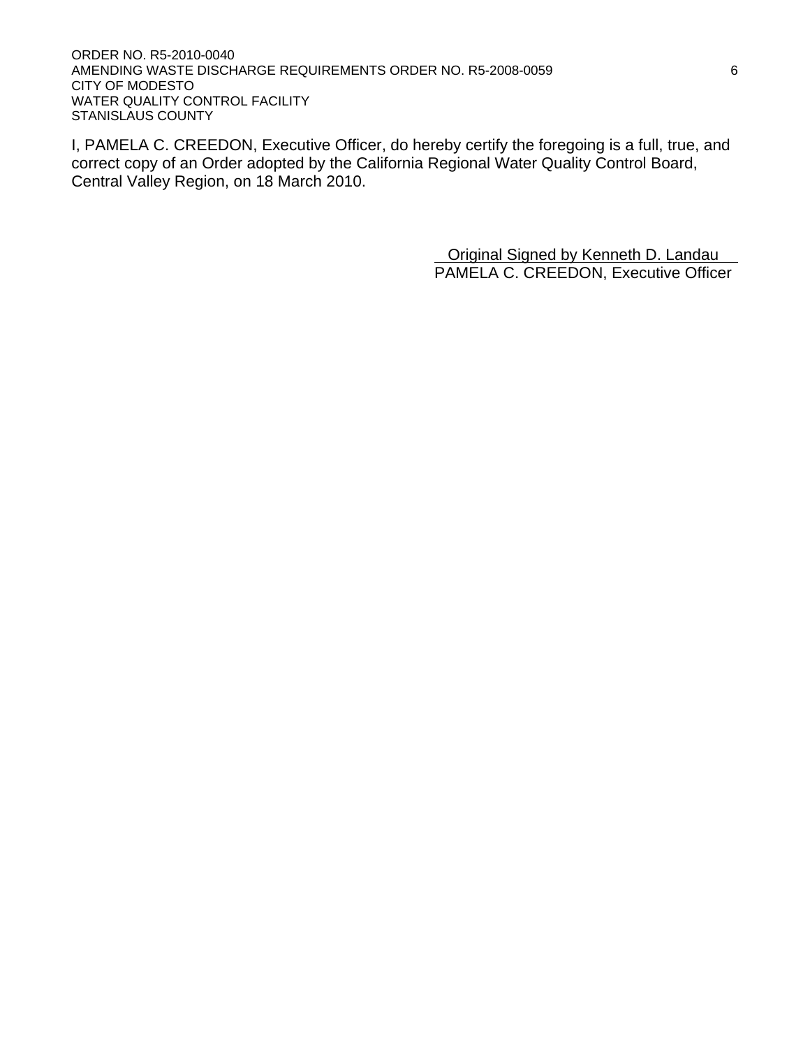I, PAMELA C. CREEDON, Executive Officer, do hereby certify the foregoing is a full, true, and correct copy of an Order adopted by the California Regional Water Quality Control Board, Central Valley Region, on 18 March 2010.

Original Signed by Kenneth D. Landau
PAMELA C. CREEDON, Executive Officer